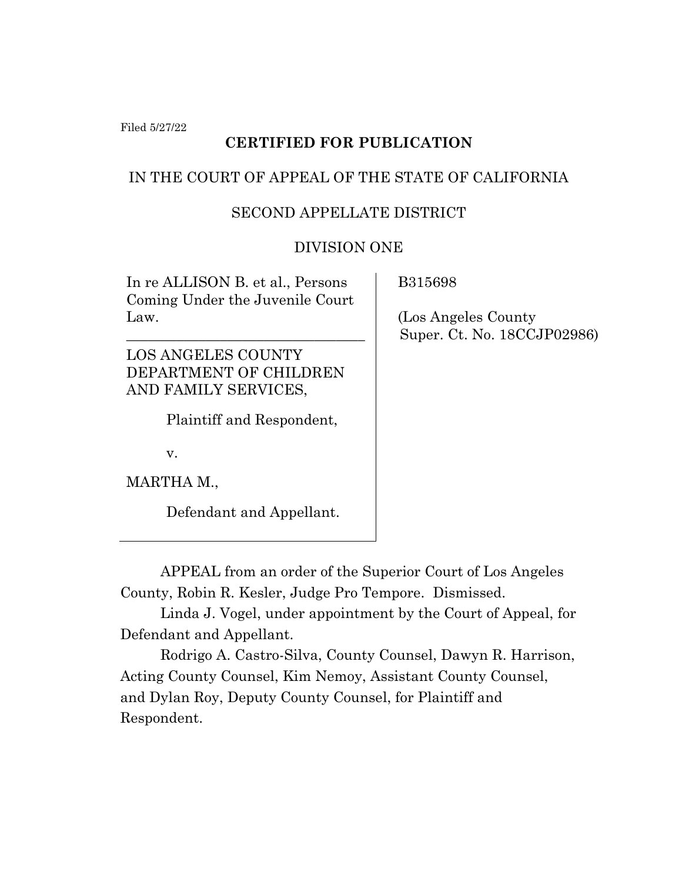Filed 5/27/22

**CERTIFIED FOR PUBLICATION**

IN THE COURT OF APPEAL OF THE STATE OF CALIFORNIA

SECOND APPELLATE DISTRICT

DIVISION ONE

In re ALLISON B. et al., Persons Coming Under the Juvenile Court Law.

---

LOS ANGELES COUNTY DEPARTMENT OF CHILDREN AND FAMILY SERVICES,

Plaintiff and Respondent,

v.

MARTHA M.,

Defendant and Appellant.

B315698

(Los Angeles County Super. Ct. No. 18CCJP02986)

APPEAL from an order of the Superior Court of Los Angeles County, Robin R. Kesler, Judge Pro Tempore. Dismissed.

Linda J. Vogel, under appointment by the Court of Appeal, for Defendant and Appellant.

Rodrigo A. Castro-Silva, County Counsel, Dawyn R. Harrison, Acting County Counsel, Kim Nemoy, Assistant County Counsel, and Dylan Roy, Deputy County Counsel, for Plaintiff and Respondent.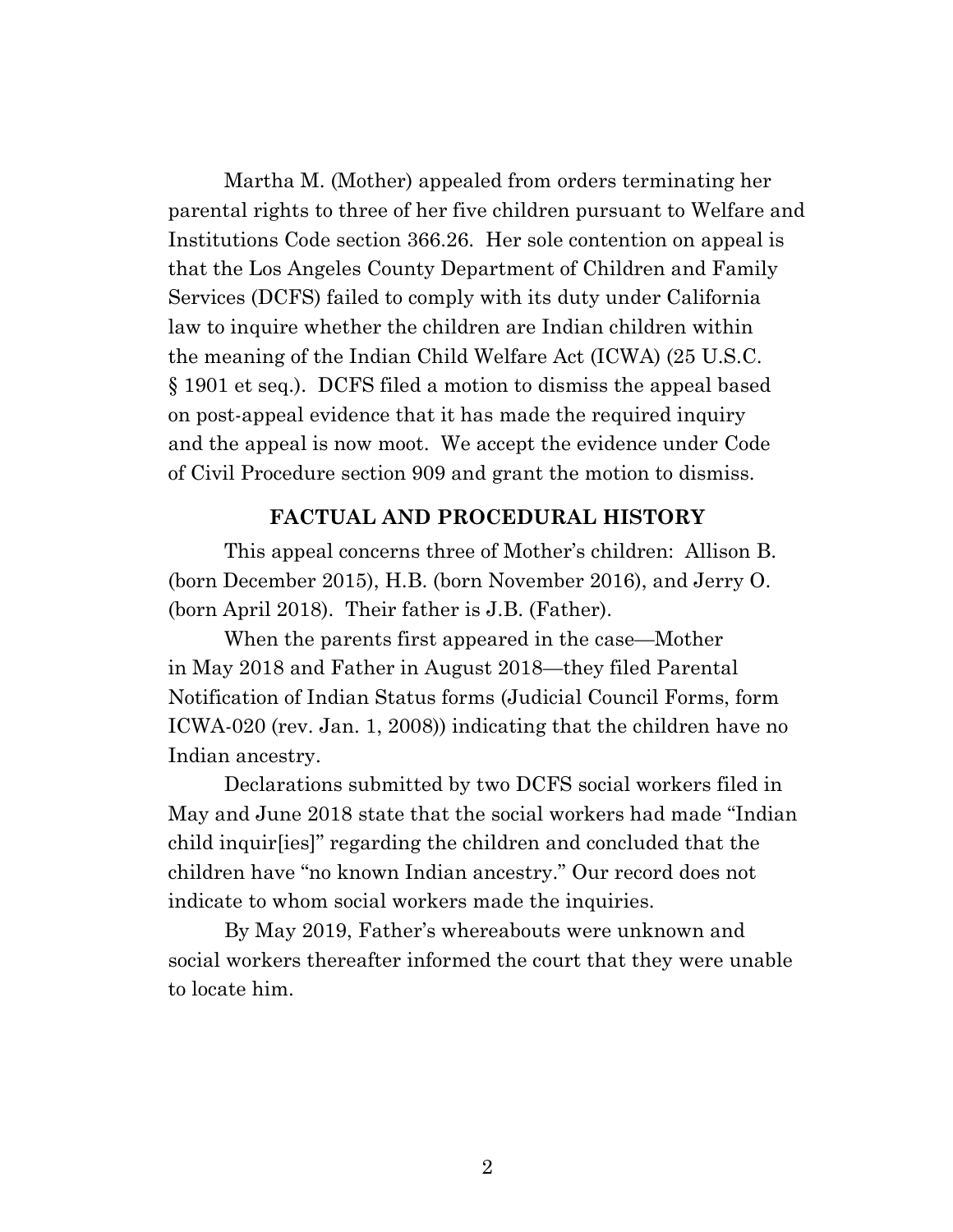Martha M. (Mother) appealed from orders terminating her parental rights to three of her five children pursuant to Welfare and Institutions Code section 366.26. Her sole contention on appeal is that the Los Angeles County Department of Children and Family Services (DCFS) failed to comply with its duty under California law to inquire whether the children are Indian children within the meaning of the Indian Child Welfare Act (ICWA) (25 U.S.C. § 1901 et seq.). DCFS filed a motion to dismiss the appeal based on post-appeal evidence that it has made the required inquiry and the appeal is now moot. We accept the evidence under Code of Civil Procedure section 909 and grant the motion to dismiss.

## FACTUAL AND PROCEDURAL HISTORY

This appeal concerns three of Mother's children: Allison B. (born December 2015), H.B. (born November 2016), and Jerry O. (born April 2018). Their father is J.B. (Father).

When the parents first appeared in the case—Mother in May 2018 and Father in August 2018—they filed Parental Notification of Indian Status forms (Judicial Council Forms, form ICWA-020 (rev. Jan. 1, 2008)) indicating that the children have no Indian ancestry.

Declarations submitted by two DCFS social workers filed in May and June 2018 state that the social workers had made "Indian child inquir[ies]" regarding the children and concluded that the children have "no known Indian ancestry." Our record does not indicate to whom social workers made the inquiries.

By May 2019, Father's whereabouts were unknown and social workers thereafter informed the court that they were unable to locate him.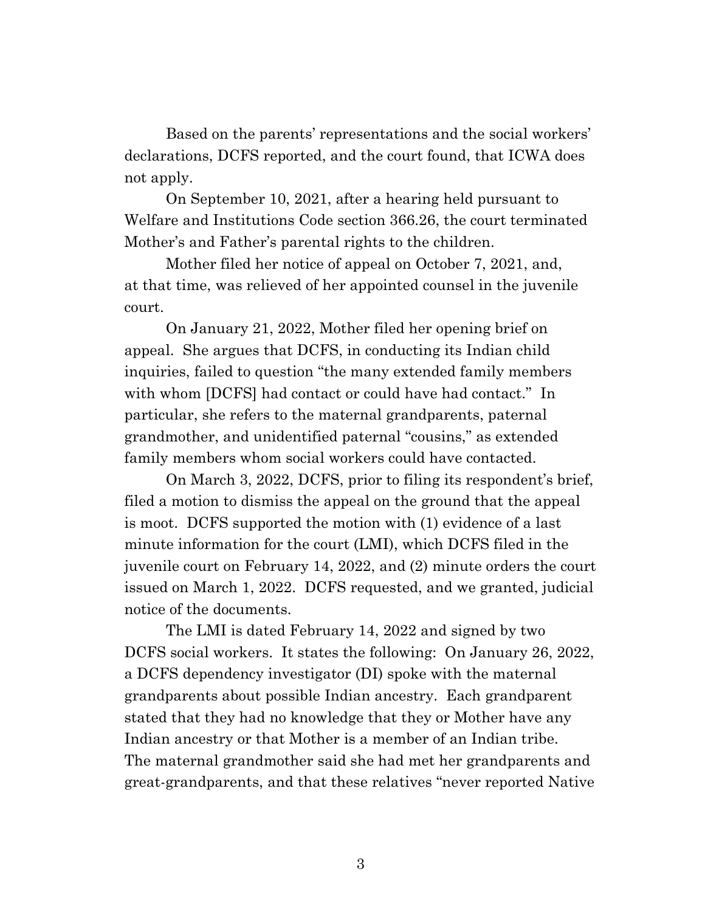Based on the parents' representations and the social workers' declarations, DCFS reported, and the court found, that ICWA does not apply.

On September 10, 2021, after a hearing held pursuant to Welfare and Institutions Code section 366.26, the court terminated Mother's and Father's parental rights to the children.

Mother filed her notice of appeal on October 7, 2021, and, at that time, was relieved of her appointed counsel in the juvenile court.

On January 21, 2022, Mother filed her opening brief on appeal. She argues that DCFS, in conducting its Indian child inquiries, failed to question "the many extended family members with whom [DCFS] had contact or could have had contact." In particular, she refers to the maternal grandparents, paternal grandmother, and unidentified paternal "cousins," as extended family members whom social workers could have contacted.

On March 3, 2022, DCFS, prior to filing its respondent's brief, filed a motion to dismiss the appeal on the ground that the appeal is moot. DCFS supported the motion with (1) evidence of a last minute information for the court (LMI), which DCFS filed in the juvenile court on February 14, 2022, and (2) minute orders the court issued on March 1, 2022. DCFS requested, and we granted, judicial notice of the documents.

The LMI is dated February 14, 2022 and signed by two DCFS social workers. It states the following: On January 26, 2022, a DCFS dependency investigator (DI) spoke with the maternal grandparents about possible Indian ancestry. Each grandparent stated that they had no knowledge that they or Mother have any Indian ancestry or that Mother is a member of an Indian tribe. The maternal grandmother said she had met her grandparents and great-grandparents, and that these relatives "never reported Native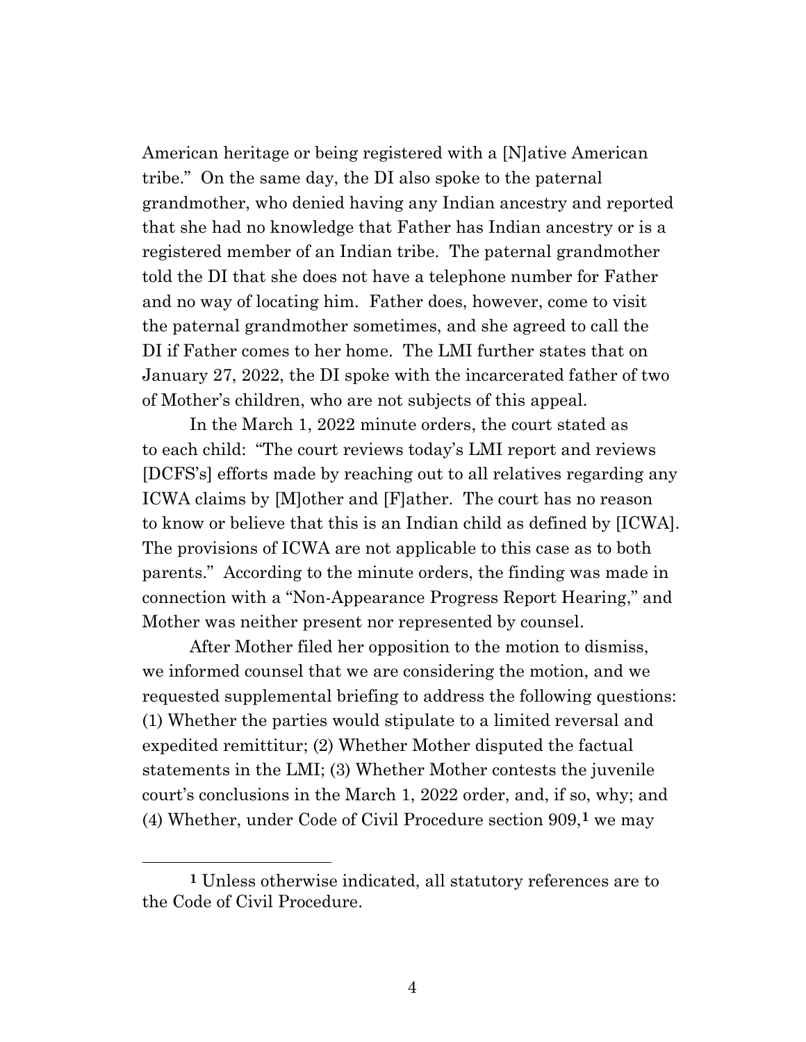American heritage or being registered with a [N]ative American tribe." On the same day, the DI also spoke to the paternal grandmother, who denied having any Indian ancestry and reported that she had no knowledge that Father has Indian ancestry or is a registered member of an Indian tribe. The paternal grandmother told the DI that she does not have a telephone number for Father and no way of locating him. Father does, however, come to visit the paternal grandmother sometimes, and she agreed to call the DI if Father comes to her home. The LMI further states that on January 27, 2022, the DI spoke with the incarcerated father of two of Mother's children, who are not subjects of this appeal.

In the March 1, 2022 minute orders, the court stated as to each child: "The court reviews today's LMI report and reviews [DCFS's] efforts made by reaching out to all relatives regarding any ICWA claims by [M]other and [F]ather. The court has no reason to know or believe that this is an Indian child as defined by [ICWA]. The provisions of ICWA are not applicable to this case as to both parents." According to the minute orders, the finding was made in connection with a "Non-Appearance Progress Report Hearing," and Mother was neither present nor represented by counsel.

After Mother filed her opposition to the motion to dismiss, we informed counsel that we are considering the motion, and we requested supplemental briefing to address the following questions: (1) Whether the parties would stipulate to a limited reversal and expedited remittitur; (2) Whether Mother disputed the factual statements in the LMI; (3) Whether Mother contests the juvenile court's conclusions in the March 1, 2022 order, and, if so, why; and (4) Whether, under Code of Civil Procedure section 909,[1] we may

---

[1] Unless otherwise indicated, all statutory references are to the Code of Civil Procedure.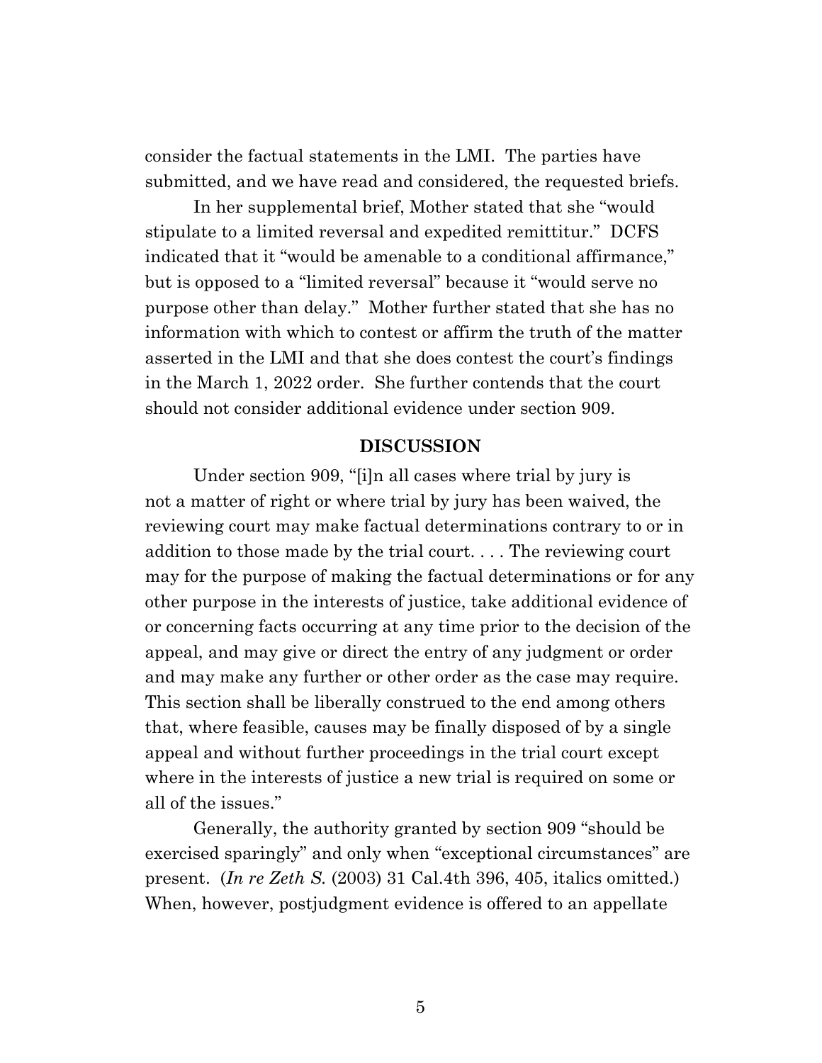consider the factual statements in the LMI. The parties have submitted, and we have read and considered, the requested briefs.

In her supplemental brief, Mother stated that she "would stipulate to a limited reversal and expedited remittitur." DCFS indicated that it "would be amenable to a conditional affirmance," but is opposed to a "limited reversal" because it "would serve no purpose other than delay." Mother further stated that she has no information with which to contest or affirm the truth of the matter asserted in the LMI and that she does contest the court's findings in the March 1, 2022 order. She further contends that the court should not consider additional evidence under section 909.

## DISCUSSION

Under section 909, "[i]n all cases where trial by jury is not a matter of right or where trial by jury has been waived, the reviewing court may make factual determinations contrary to or in addition to those made by the trial court. . . . The reviewing court may for the purpose of making the factual determinations or for any other purpose in the interests of justice, take additional evidence of or concerning facts occurring at any time prior to the decision of the appeal, and may give or direct the entry of any judgment or order and may make any further or other order as the case may require. This section shall be liberally construed to the end among others that, where feasible, causes may be finally disposed of by a single appeal and without further proceedings in the trial court except where in the interests of justice a new trial is required on some or all of the issues."

Generally, the authority granted by section 909 "should be exercised sparingly" and only when "exceptional circumstances" are present. (*In re Zeth S.* (2003) 31 Cal.4th 396, 405, italics omitted.) When, however, postjudgment evidence is offered to an appellate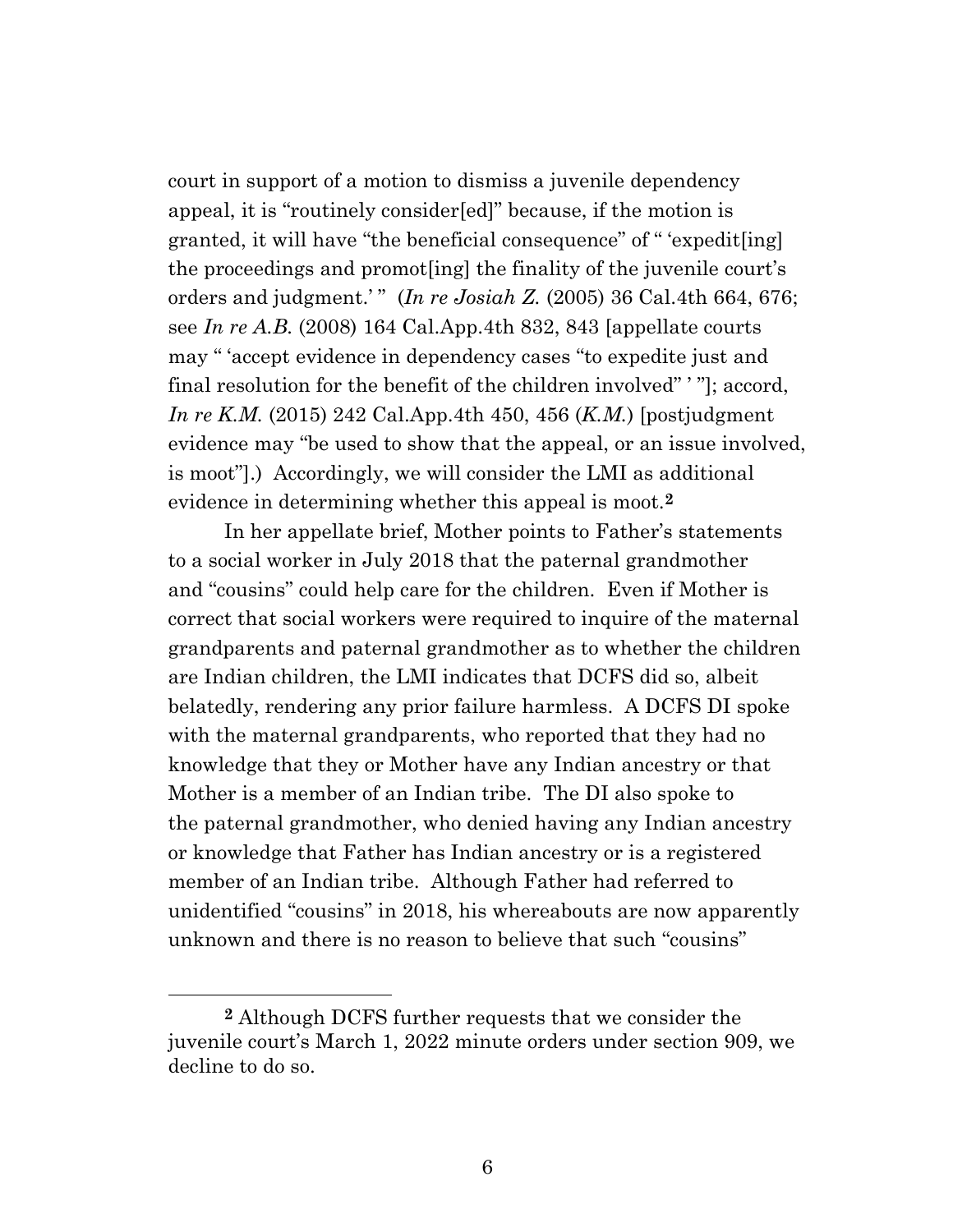court in support of a motion to dismiss a juvenile dependency appeal, it is "routinely consider[ed]" because, if the motion is granted, it will have "the beneficial consequence" of " 'expedit[ing] the proceedings and promot[ing] the finality of the juvenile court's orders and judgment.' " (*In re Josiah Z.* (2005) 36 Cal.4th 664, 676; see *In re A.B.* (2008) 164 Cal.App.4th 832, 843 [appellate courts may " 'accept evidence in dependency cases "to expedite just and final resolution for the benefit of the children involved" ' "]; accord, *In re K.M.* (2015) 242 Cal.App.4th 450, 456 (*K.M.*) [postjudgment evidence may "be used to show that the appeal, or an issue involved, is moot"].) Accordingly, we will consider the LMI as additional evidence in determining whether this appeal is moot.[2]

In her appellate brief, Mother points to Father's statements to a social worker in July 2018 that the paternal grandmother and "cousins" could help care for the children. Even if Mother is correct that social workers were required to inquire of the maternal grandparents and paternal grandmother as to whether the children are Indian children, the LMI indicates that DCFS did so, albeit belatedly, rendering any prior failure harmless. A DCFS DI spoke with the maternal grandparents, who reported that they had no knowledge that they or Mother have any Indian ancestry or that Mother is a member of an Indian tribe. The DI also spoke to the paternal grandmother, who denied having any Indian ancestry or knowledge that Father has Indian ancestry or is a registered member of an Indian tribe. Although Father had referred to unidentified "cousins" in 2018, his whereabouts are now apparently unknown and there is no reason to believe that such "cousins"

[2] Although DCFS further requests that we consider the juvenile court's March 1, 2022 minute orders under section 909, we decline to do so.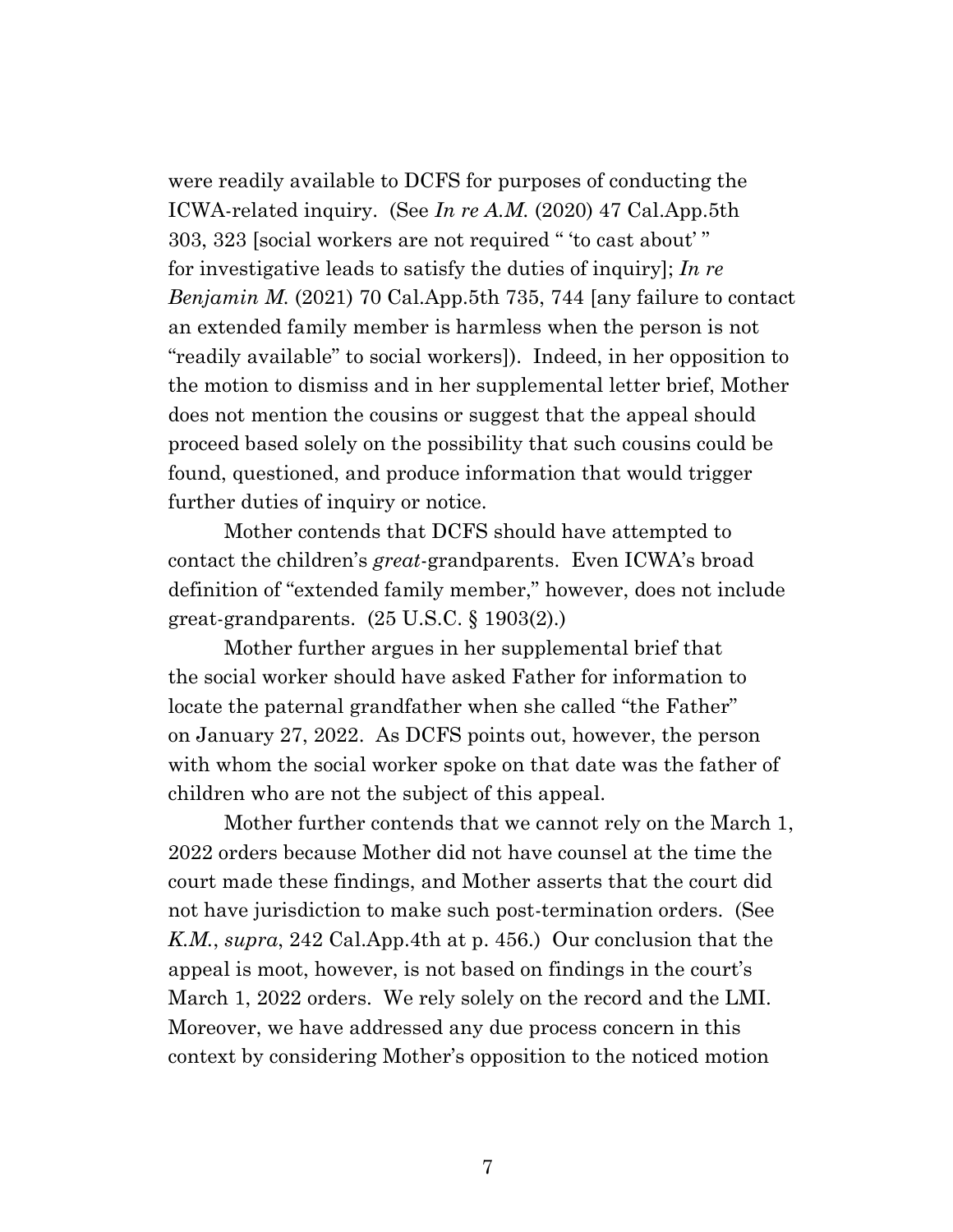were readily available to DCFS for purposes of conducting the ICWA-related inquiry. (See *In re A.M.* (2020) 47 Cal.App.5th 303, 323 [social workers are not required " 'to cast about' " for investigative leads to satisfy the duties of inquiry]; *In re Benjamin M.* (2021) 70 Cal.App.5th 735, 744 [any failure to contact an extended family member is harmless when the person is not "readily available" to social workers]). Indeed, in her opposition to the motion to dismiss and in her supplemental letter brief, Mother does not mention the cousins or suggest that the appeal should proceed based solely on the possibility that such cousins could be found, questioned, and produce information that would trigger further duties of inquiry or notice.

Mother contends that DCFS should have attempted to contact the children's *great*-grandparents. Even ICWA's broad definition of "extended family member," however, does not include great-grandparents. (25 U.S.C. § 1903(2).)

Mother further argues in her supplemental brief that the social worker should have asked Father for information to locate the paternal grandfather when she called "the Father" on January 27, 2022. As DCFS points out, however, the person with whom the social worker spoke on that date was the father of children who are not the subject of this appeal.

Mother further contends that we cannot rely on the March 1, 2022 orders because Mother did not have counsel at the time the court made these findings, and Mother asserts that the court did not have jurisdiction to make such post-termination orders. (See *K.M.*, *supra*, 242 Cal.App.4th at p. 456.) Our conclusion that the appeal is moot, however, is not based on findings in the court's March 1, 2022 orders. We rely solely on the record and the LMI. Moreover, we have addressed any due process concern in this context by considering Mother's opposition to the noticed motion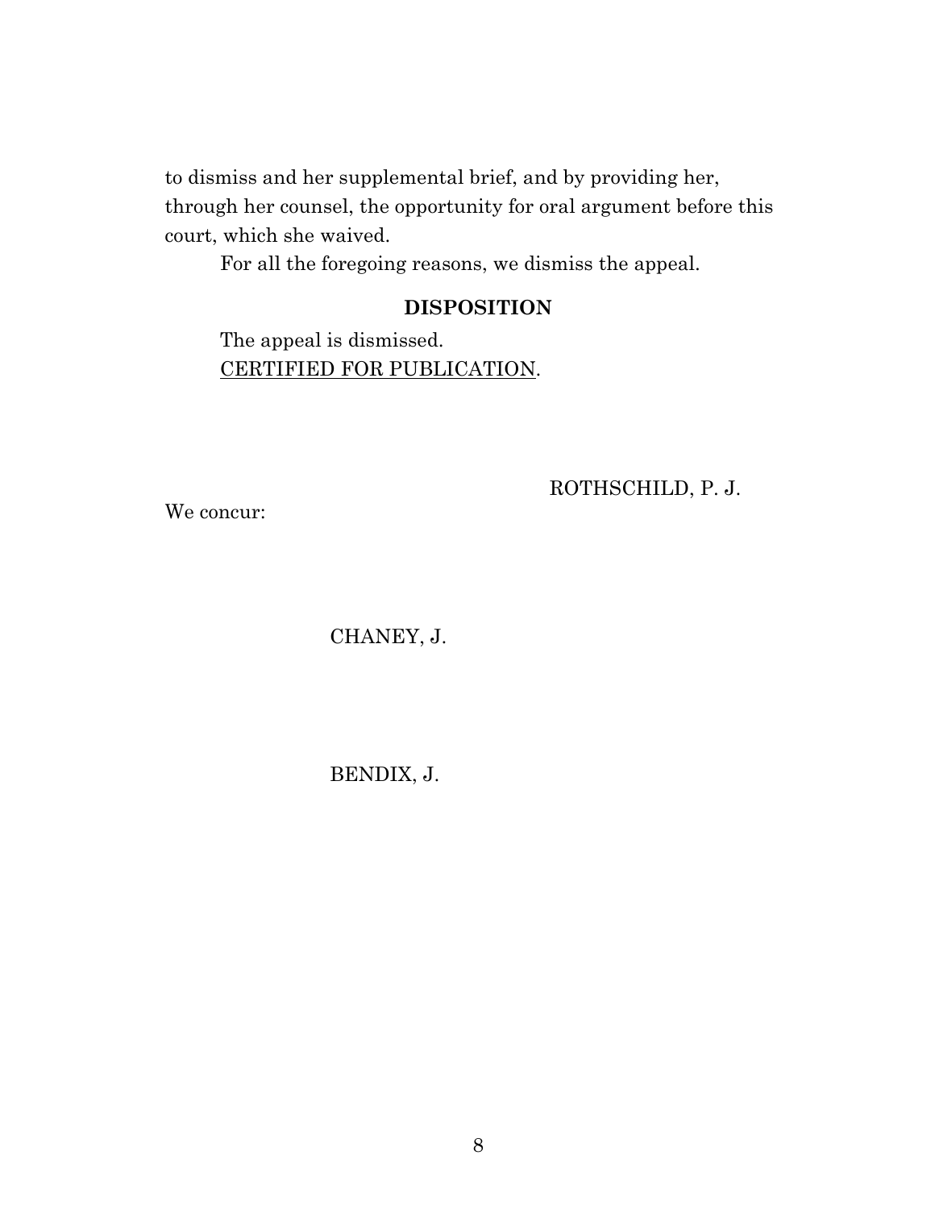to dismiss and her supplemental brief, and by providing her, through her counsel, the opportunity for oral argument before this court, which she waived.

For all the foregoing reasons, we dismiss the appeal.

**DISPOSITION**

The appeal is dismissed.

<u>CERTIFIED FOR PUBLICATION</u>.

ROTHSCHILD, P. J.

We concur:

CHANEY, J.

BENDIX, J.